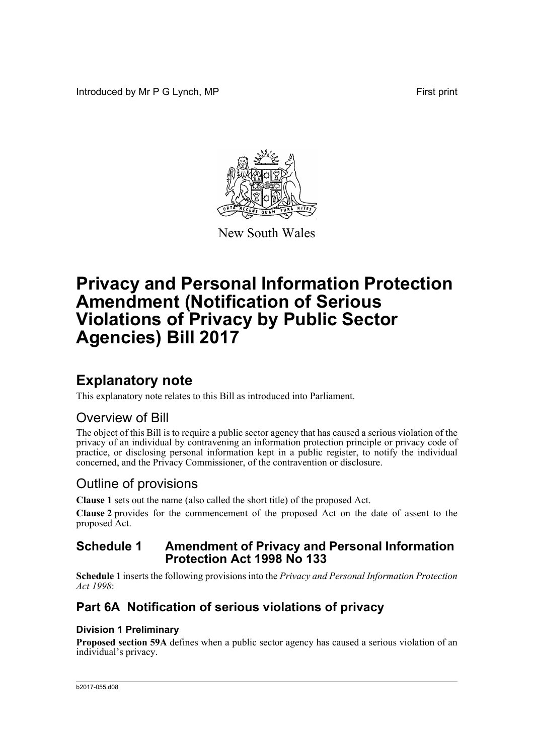Introduced by Mr P G Lynch, MP First print

New South Wales

# Privacy and Personal Information Protection Amendment (Notification of Serious Violations of Privacy by Public Sector Agencies) Bill 2017

## Explanatory note

This explanatory note relates to this Bill as introduced into Parliament.

## Overview of Bill

The object of this Bill is to require a public sector agency that has caused a serious violation of the privacy of an individual by contravening an information protection principle or privacy code of practice, or disclosing personal information kept in a public register, to notify the individual concerned, and the Privacy Commissioner, of the contravention or disclosure.

## Outline of provisions

**Clause 1** sets out the name (also called the short title) of the proposed Act.

**Clause 2** provides for the commencement of the proposed Act on the date of assent to the proposed Act.

### Schedule 1 Amendment of Privacy and Personal Information Protection Act 1998 No 133

**Schedule 1** inserts the following provisions into the *Privacy and Personal Information Protection Act 1998*:

### Part 6A Notification of serious violations of privacy

#### Division 1 Preliminary

**Proposed section 59A** defines when a public sector agency has caused a serious violation of an individual's privacy.

b2017-055.d08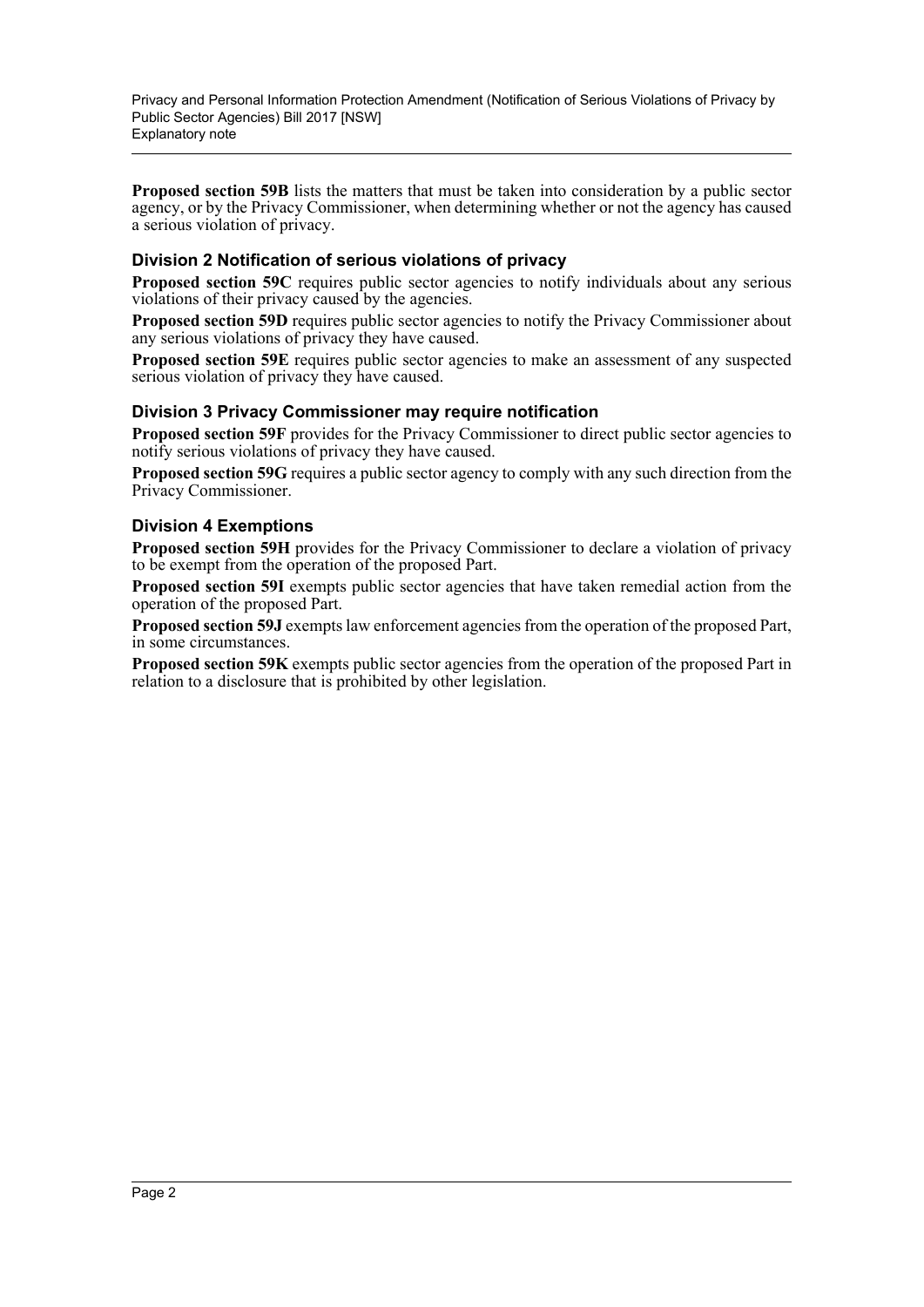**Proposed section 59B** lists the matters that must be taken into consideration by a public sector agency, or by the Privacy Commissioner, when determining whether or not the agency has caused a serious violation of privacy.

### Division 2 Notification of serious violations of privacy

**Proposed section 59C** requires public sector agencies to notify individuals about any serious violations of their privacy caused by the agencies.

**Proposed section 59D** requires public sector agencies to notify the Privacy Commissioner about any serious violations of privacy they have caused.

**Proposed section 59E** requires public sector agencies to make an assessment of any suspected serious violation of privacy they have caused.

### Division 3 Privacy Commissioner may require notification

**Proposed section 59F** provides for the Privacy Commissioner to direct public sector agencies to notify serious violations of privacy they have caused.

**Proposed section 59G** requires a public sector agency to comply with any such direction from the Privacy Commissioner.

### Division 4 Exemptions

**Proposed section 59H** provides for the Privacy Commissioner to declare a violation of privacy to be exempt from the operation of the proposed Part.

**Proposed section 59I** exempts public sector agencies that have taken remedial action from the operation of the proposed Part.

**Proposed section 59J** exempts law enforcement agencies from the operation of the proposed Part, in some circumstances.

**Proposed section 59K** exempts public sector agencies from the operation of the proposed Part in relation to a disclosure that is prohibited by other legislation.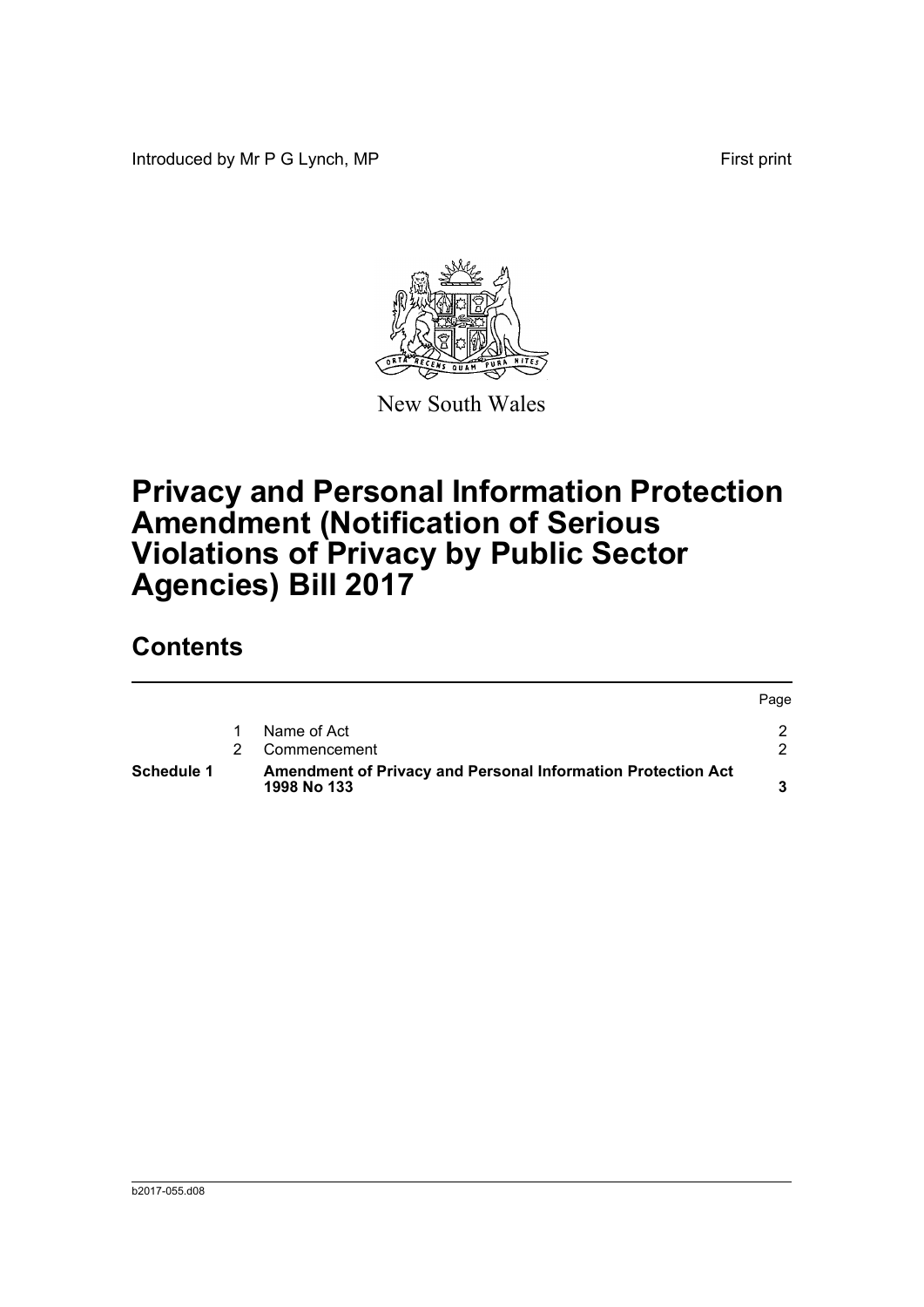Introduced by Mr P G Lynch, MP First print

New South Wales

# Privacy and Personal Information Protection Amendment (Notification of Serious Violations of Privacy by Public Sector Agencies) Bill 2017

## Contents

| | | | Page |
|---|---|---|---|
| | 1 | Name of Act | 2 |
| | 2 | Commencement | 2 |
| **Schedule 1** | | **Amendment of Privacy and Personal Information Protection Act 1998 No 133** | **3** |

b2017-055.d08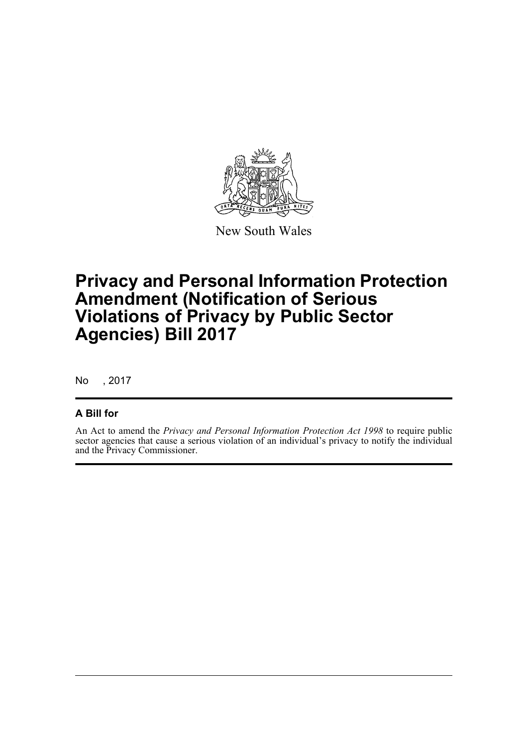New South Wales

# Privacy and Personal Information Protection Amendment (Notification of Serious Violations of Privacy by Public Sector Agencies) Bill 2017

No , 2017

## A Bill for

An Act to amend the *Privacy and Personal Information Protection Act 1998* to require public sector agencies that cause a serious violation of an individual's privacy to notify the individual and the Privacy Commissioner.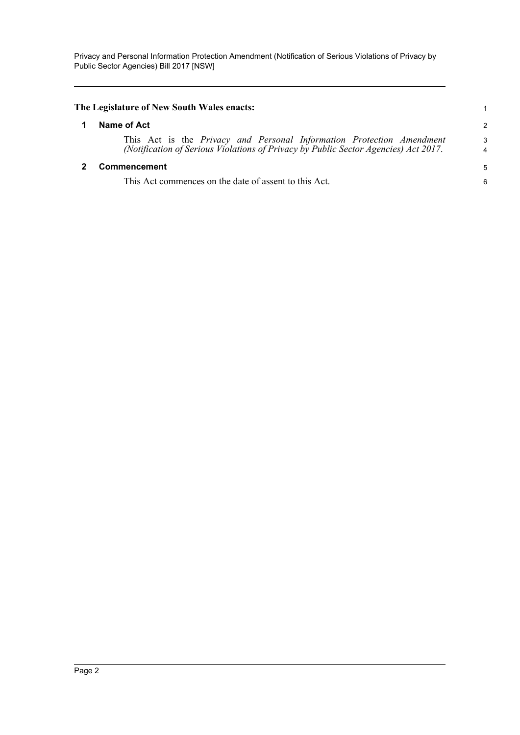**The Legislature of New South Wales enacts:**

## 1 Name of Act

This Act is the *Privacy and Personal Information Protection Amendment (Notification of Serious Violations of Privacy by Public Sector Agencies) Act 2017*.

## 2 Commencement

This Act commences on the date of assent to this Act.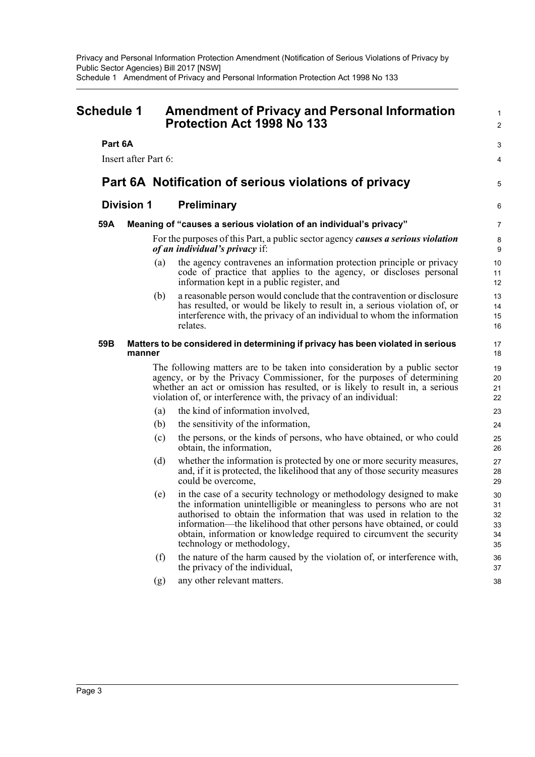# Schedule 1 Amendment of Privacy and Personal Information Protection Act 1998 No 133

**Part 6A**

Insert after Part 6:

## Part 6A Notification of serious violations of privacy

### Division 1 Preliminary

#### 59A Meaning of "causes a serious violation of an individual's privacy"

For the purposes of this Part, a public sector agency ***causes a serious violation of an individual's privacy*** if:

(a) the agency contravenes an information protection principle or privacy code of practice that applies to the agency, or discloses personal information kept in a public register, and

(b) a reasonable person would conclude that the contravention or disclosure has resulted, or would be likely to result in, a serious violation of, or interference with, the privacy of an individual to whom the information relates.

#### 59B Matters to be considered in determining if privacy has been violated in serious manner

The following matters are to be taken into consideration by a public sector agency, or by the Privacy Commissioner, for the purposes of determining whether an act or omission has resulted, or is likely to result in, a serious violation of, or interference with, the privacy of an individual:

(a) the kind of information involved,

(b) the sensitivity of the information,

(c) the persons, or the kinds of persons, who have obtained, or who could obtain, the information,

(d) whether the information is protected by one or more security measures, and, if it is protected, the likelihood that any of those security measures could be overcome,

(e) in the case of a security technology or methodology designed to make the information unintelligible or meaningless to persons who are not authorised to obtain the information that was used in relation to the information—the likelihood that other persons have obtained, or could obtain, information or knowledge required to circumvent the security technology or methodology,

(f) the nature of the harm caused by the violation of, or interference with, the privacy of the individual,

(g) any other relevant matters.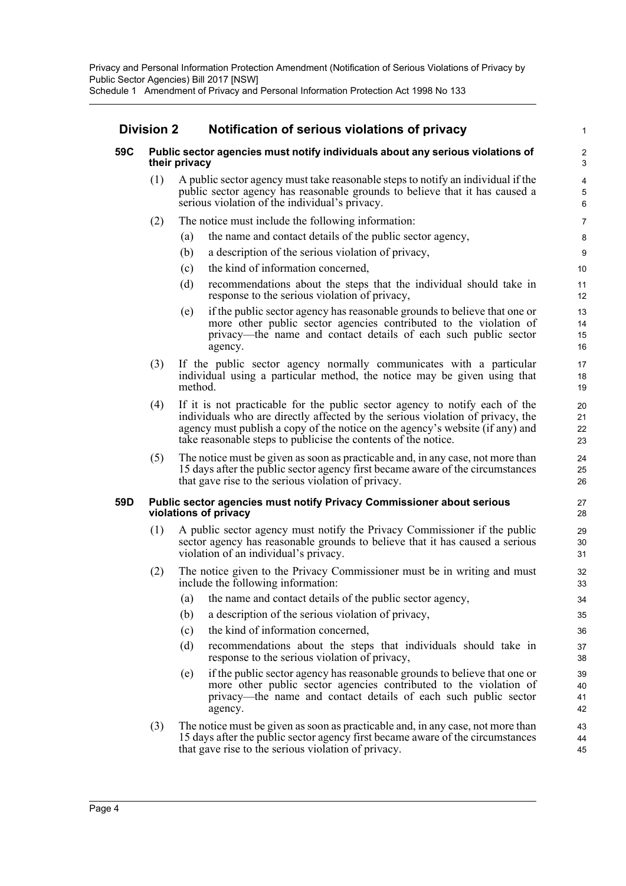## Division 2 Notification of serious violations of privacy

### 59C Public sector agencies must notify individuals about any serious violations of their privacy

(1) A public sector agency must take reasonable steps to notify an individual if the public sector agency has reasonable grounds to believe that it has caused a serious violation of the individual's privacy.

(2) The notice must include the following information:

- (a) the name and contact details of the public sector agency,
- (b) a description of the serious violation of privacy,
- (c) the kind of information concerned,
- (d) recommendations about the steps that the individual should take in response to the serious violation of privacy,
- (e) if the public sector agency has reasonable grounds to believe that one or more other public sector agencies contributed to the violation of privacy—the name and contact details of each such public sector agency.

(3) If the public sector agency normally communicates with a particular individual using a particular method, the notice may be given using that method.

(4) If it is not practicable for the public sector agency to notify each of the individuals who are directly affected by the serious violation of privacy, the agency must publish a copy of the notice on the agency's website (if any) and take reasonable steps to publicise the contents of the notice.

(5) The notice must be given as soon as practicable and, in any case, not more than 15 days after the public sector agency first became aware of the circumstances that gave rise to the serious violation of privacy.

### 59D Public sector agencies must notify Privacy Commissioner about serious violations of privacy

(1) A public sector agency must notify the Privacy Commissioner if the public sector agency has reasonable grounds to believe that it has caused a serious violation of an individual's privacy.

(2) The notice given to the Privacy Commissioner must be in writing and must include the following information:

- (a) the name and contact details of the public sector agency,
- (b) a description of the serious violation of privacy,
- (c) the kind of information concerned,
- (d) recommendations about the steps that individuals should take in response to the serious violation of privacy,
- (e) if the public sector agency has reasonable grounds to believe that one or more other public sector agencies contributed to the violation of privacy—the name and contact details of each such public sector agency.

(3) The notice must be given as soon as practicable and, in any case, not more than 15 days after the public sector agency first became aware of the circumstances that gave rise to the serious violation of privacy.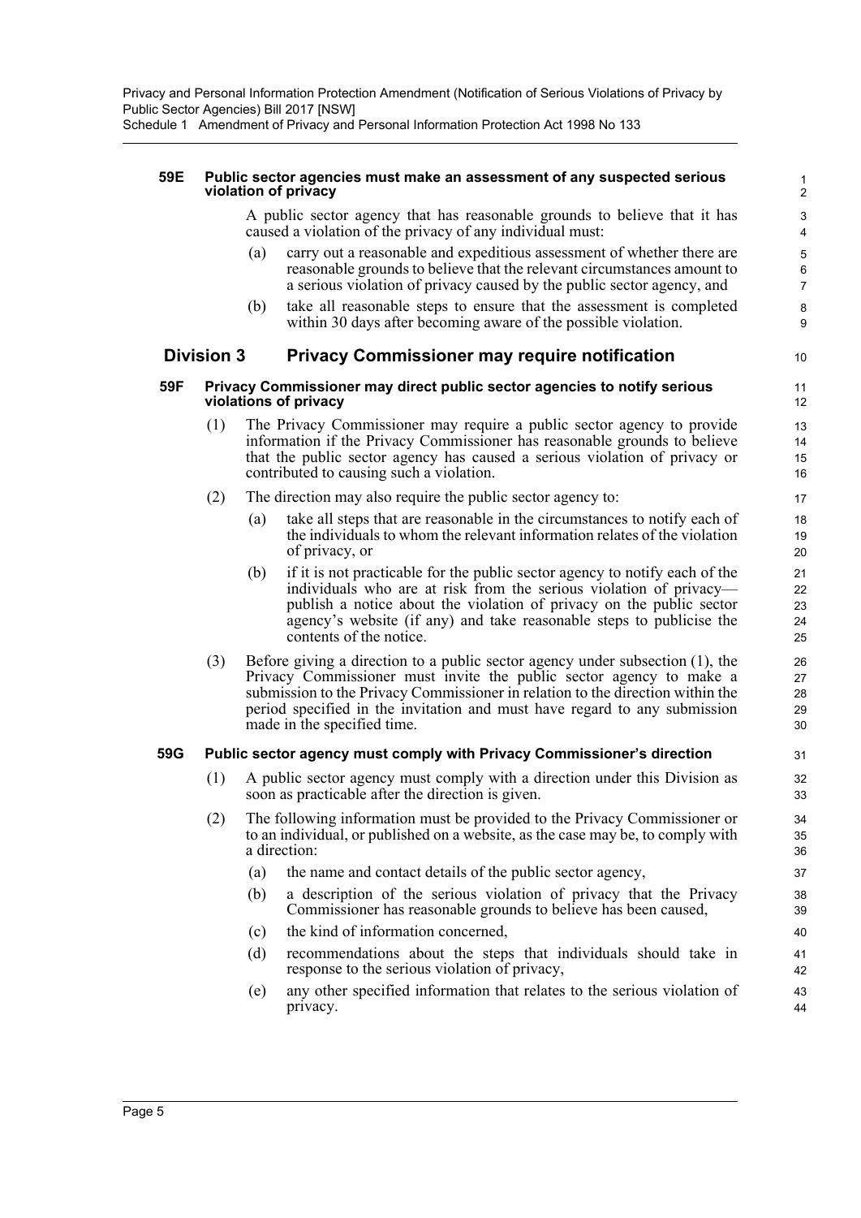#### 59E Public sector agencies must make an assessment of any suspected serious violation of privacy

A public sector agency that has reasonable grounds to believe that it has caused a violation of the privacy of any individual must:

(a) carry out a reasonable and expeditious assessment of whether there are reasonable grounds to believe that the relevant circumstances amount to a serious violation of privacy caused by the public sector agency, and

(b) take all reasonable steps to ensure that the assessment is completed within 30 days after becoming aware of the possible violation.

### Division 3 Privacy Commissioner may require notification

#### 59F Privacy Commissioner may direct public sector agencies to notify serious violations of privacy

(1) The Privacy Commissioner may require a public sector agency to provide information if the Privacy Commissioner has reasonable grounds to believe that the public sector agency has caused a serious violation of privacy or contributed to causing such a violation.

(2) The direction may also require the public sector agency to:

(a) take all steps that are reasonable in the circumstances to notify each of the individuals to whom the relevant information relates of the violation of privacy, or

(b) if it is not practicable for the public sector agency to notify each of the individuals who are at risk from the serious violation of privacy—publish a notice about the violation of privacy on the public sector agency's website (if any) and take reasonable steps to publicise the contents of the notice.

(3) Before giving a direction to a public sector agency under subsection (1), the Privacy Commissioner must invite the public sector agency to make a submission to the Privacy Commissioner in relation to the direction within the period specified in the invitation and must have regard to any submission made in the specified time.

#### 59G Public sector agency must comply with Privacy Commissioner's direction

(1) A public sector agency must comply with a direction under this Division as soon as practicable after the direction is given.

(2) The following information must be provided to the Privacy Commissioner or to an individual, or published on a website, as the case may be, to comply with a direction:

(a) the name and contact details of the public sector agency,

(b) a description of the serious violation of privacy that the Privacy Commissioner has reasonable grounds to believe has been caused,

(c) the kind of information concerned,

(d) recommendations about the steps that individuals should take in response to the serious violation of privacy,

(e) any other specified information that relates to the serious violation of privacy.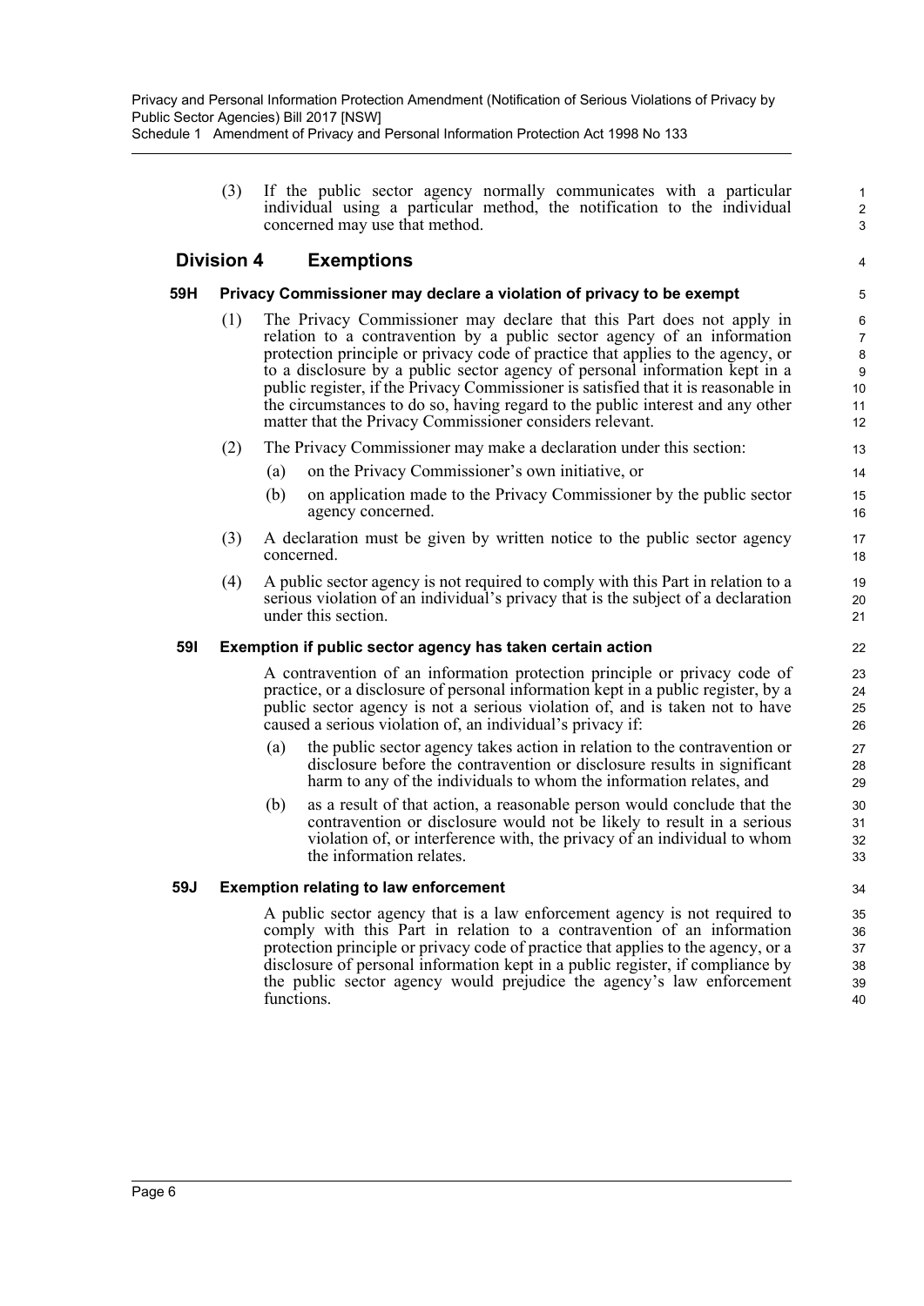(3) If the public sector agency normally communicates with a particular individual using a particular method, the notification to the individual concerned may use that method.

## Division 4 Exemptions

### 59H Privacy Commissioner may declare a violation of privacy to be exempt

(1) The Privacy Commissioner may declare that this Part does not apply in relation to a contravention by a public sector agency of an information protection principle or privacy code of practice that applies to the agency, or to a disclosure by a public sector agency of personal information kept in a public register, if the Privacy Commissioner is satisfied that it is reasonable in the circumstances to do so, having regard to the public interest and any other matter that the Privacy Commissioner considers relevant.

(2) The Privacy Commissioner may make a declaration under this section:

- (a) on the Privacy Commissioner's own initiative, or
- (b) on application made to the Privacy Commissioner by the public sector agency concerned.

(3) A declaration must be given by written notice to the public sector agency concerned.

(4) A public sector agency is not required to comply with this Part in relation to a serious violation of an individual's privacy that is the subject of a declaration under this section.

### 59I Exemption if public sector agency has taken certain action

A contravention of an information protection principle or privacy code of practice, or a disclosure of personal information kept in a public register, by a public sector agency is not a serious violation of, and is taken not to have caused a serious violation of, an individual's privacy if:

- (a) the public sector agency takes action in relation to the contravention or disclosure before the contravention or disclosure results in significant harm to any of the individuals to whom the information relates, and
- (b) as a result of that action, a reasonable person would conclude that the contravention or disclosure would not be likely to result in a serious violation of, or interference with, the privacy of an individual to whom the information relates.

### 59J Exemption relating to law enforcement

A public sector agency that is a law enforcement agency is not required to comply with this Part in relation to a contravention of an information protection principle or privacy code of practice that applies to the agency, or a disclosure of personal information kept in a public register, if compliance by the public sector agency would prejudice the agency's law enforcement functions.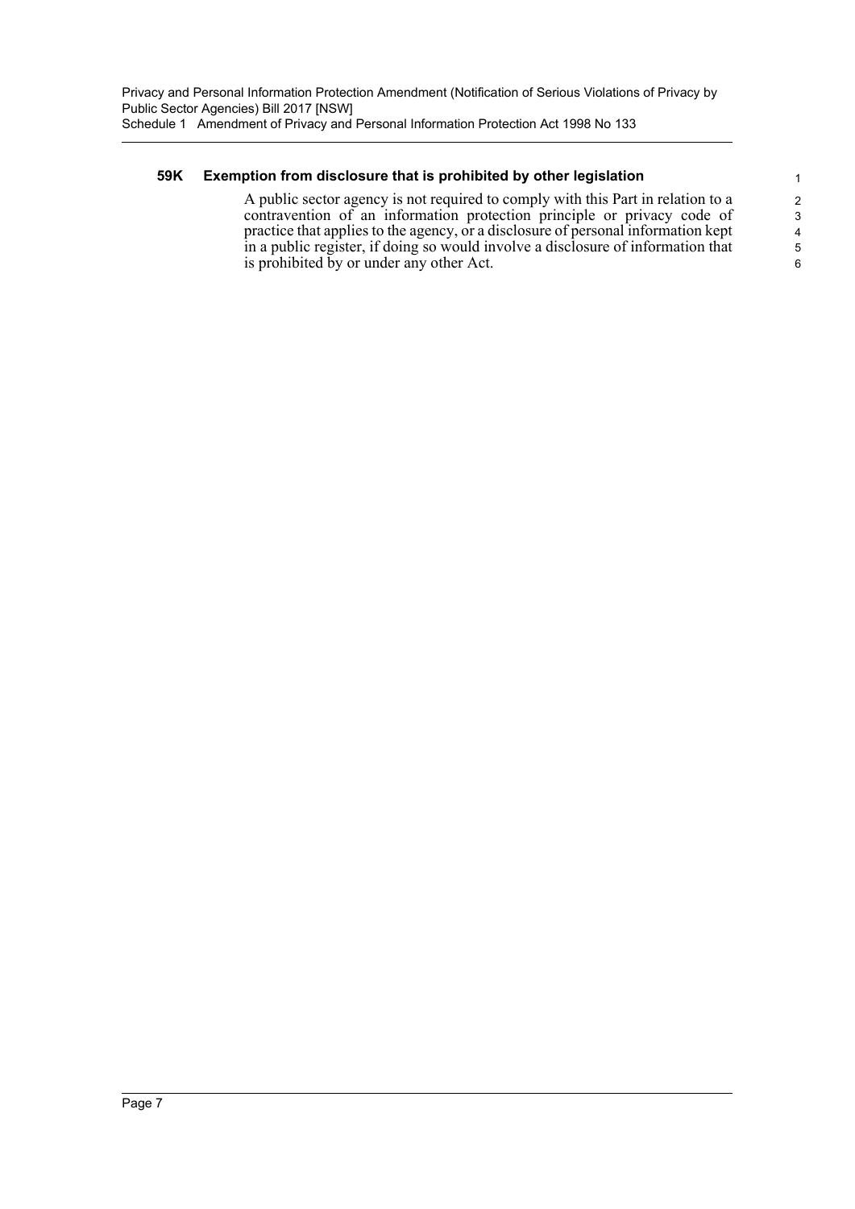### 59K Exemption from disclosure that is prohibited by other legislation

A public sector agency is not required to comply with this Part in relation to a contravention of an information protection principle or privacy code of practice that applies to the agency, or a disclosure of personal information kept in a public register, if doing so would involve a disclosure of information that is prohibited by or under any other Act.